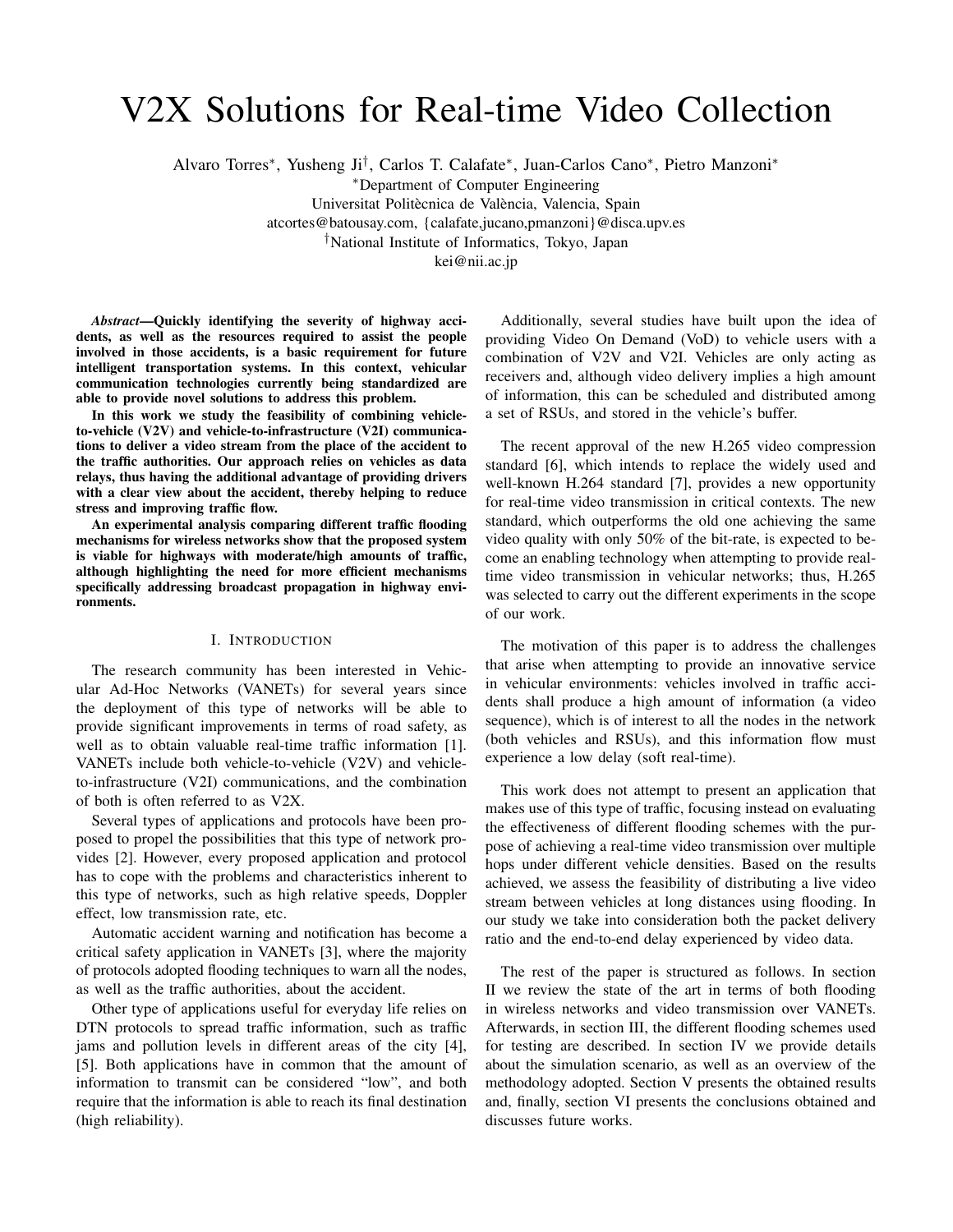# V2X Solutions for Real-time Video Collection

Alvaro Torres*, Yusheng Ji†, Carlos T. Calafate*, Juan-Carlos Cano*, Pietro Manzoni*

*Department of Computer Engineering
Universitat Politècnica de València, Valencia, Spain
atcortes@batousay.com, {calafate,jucano,pmanzoni}@disca.upv.es

†National Institute of Informatics, Tokyo, Japan
kei@nii.ac.jp

***Abstract*—Quickly identifying the severity of highway accidents, as well as the resources required to assist the people involved in those accidents, is a basic requirement for future intelligent transportation systems. In this context, vehicular communication technologies currently being standardized are able to provide novel solutions to address this problem.**

**In this work we study the feasibility of combining vehicle-to-vehicle (V2V) and vehicle-to-infrastructure (V2I) communications to deliver a video stream from the place of the accident to the traffic authorities. Our approach relies on vehicles as data relays, thus having the additional advantage of providing drivers with a clear view about the accident, thereby helping to reduce stress and improving traffic flow.**

**An experimental analysis comparing different traffic flooding mechanisms for wireless networks show that the proposed system is viable for highways with moderate/high amounts of traffic, although highlighting the need for more efficient mechanisms specifically addressing broadcast propagation in highway environments.**

## I. Introduction

The research community has been interested in Vehicular Ad-Hoc Networks (VANETs) for several years since the deployment of this type of networks will be able to provide significant improvements in terms of road safety, as well as to obtain valuable real-time traffic information [1]. VANETs include both vehicle-to-vehicle (V2V) and vehicle-to-infrastructure (V2I) communications, and the combination of both is often referred to as V2X.

Several types of applications and protocols have been proposed to propel the possibilities that this type of network provides [2]. However, every proposed application and protocol has to cope with the problems and characteristics inherent to this type of networks, such as high relative speeds, Doppler effect, low transmission rate, etc.

Automatic accident warning and notification has become a critical safety application in VANETs [3], where the majority of protocols adopted flooding techniques to warn all the nodes, as well as the traffic authorities, about the accident.

Other type of applications useful for everyday life relies on DTN protocols to spread traffic information, such as traffic jams and pollution levels in different areas of the city [4], [5]. Both applications have in common that the amount of information to transmit can be considered "low", and both require that the information is able to reach its final destination (high reliability).

Additionally, several studies have built upon the idea of providing Video On Demand (VoD) to vehicle users with a combination of V2V and V2I. Vehicles are only acting as receivers and, although video delivery implies a high amount of information, this can be scheduled and distributed among a set of RSUs, and stored in the vehicle's buffer.

The recent approval of the new H.265 video compression standard [6], which intends to replace the widely used and well-known H.264 standard [7], provides a new opportunity for real-time video transmission in critical contexts. The new standard, which outperforms the old one achieving the same video quality with only 50% of the bit-rate, is expected to become an enabling technology when attempting to provide real-time video transmission in vehicular networks; thus, H.265 was selected to carry out the different experiments in the scope of our work.

The motivation of this paper is to address the challenges that arise when attempting to provide an innovative service in vehicular environments: vehicles involved in traffic accidents shall produce a high amount of information (a video sequence), which is of interest to all the nodes in the network (both vehicles and RSUs), and this information flow must experience a low delay (soft real-time).

This work does not attempt to present an application that makes use of this type of traffic, focusing instead on evaluating the effectiveness of different flooding schemes with the purpose of achieving a real-time video transmission over multiple hops under different vehicle densities. Based on the results achieved, we assess the feasibility of distributing a live video stream between vehicles at long distances using flooding. In our study we take into consideration both the packet delivery ratio and the end-to-end delay experienced by video data.

The rest of the paper is structured as follows. In section II we review the state of the art in terms of both flooding in wireless networks and video transmission over VANETs. Afterwards, in section III, the different flooding schemes used for testing are described. In section IV we provide details about the simulation scenario, as well as an overview of the methodology adopted. Section V presents the obtained results and, finally, section VI presents the conclusions obtained and discusses future works.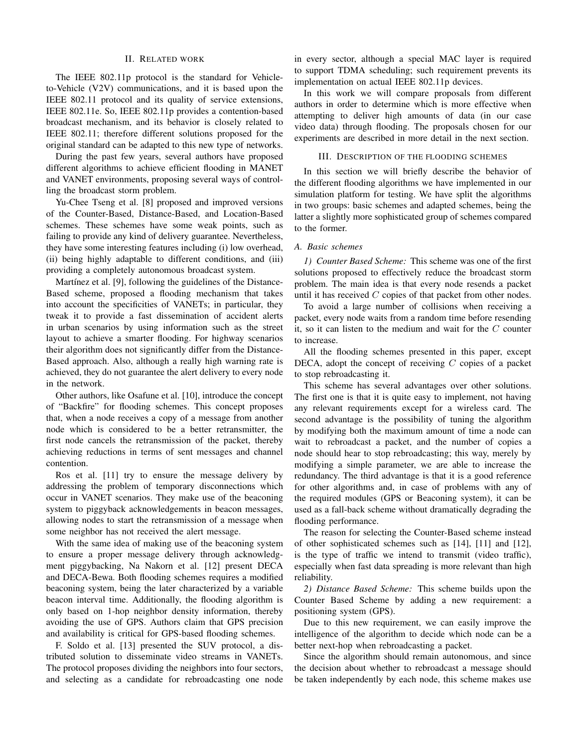## II. Related work

The IEEE 802.11p protocol is the standard for Vehicle-to-Vehicle (V2V) communications, and it is based upon the IEEE 802.11 protocol and its quality of service extensions, IEEE 802.11e. So, IEEE 802.11p provides a contention-based broadcast mechanism, and its behavior is closely related to IEEE 802.11; therefore different solutions proposed for the original standard can be adapted to this new type of networks.

During the past few years, several authors have proposed different algorithms to achieve efficient flooding in MANET and VANET environments, proposing several ways of controlling the broadcast storm problem.

Yu-Chee Tseng et al. [8] proposed and improved versions of the Counter-Based, Distance-Based, and Location-Based schemes. These schemes have some weak points, such as failing to provide any kind of delivery guarantee. Nevertheless, they have some interesting features including (i) low overhead, (ii) being highly adaptable to different conditions, and (iii) providing a completely autonomous broadcast system.

Martínez et al. [9], following the guidelines of the Distance-Based scheme, proposed a flooding mechanism that takes into account the specificities of VANETs; in particular, they tweak it to provide a fast dissemination of accident alerts in urban scenarios by using information such as the street layout to achieve a smarter flooding. For highway scenarios their algorithm does not significantly differ from the Distance-Based approach. Also, although a really high warning rate is achieved, they do not guarantee the alert delivery to every node in the network.

Other authors, like Osafune et al. [10], introduce the concept of "Backfire" for flooding schemes. This concept proposes that, when a node receives a copy of a message from another node which is considered to be a better retransmitter, the first node cancels the retransmission of the packet, thereby achieving reductions in terms of sent messages and channel contention.

Ros et al. [11] try to ensure the message delivery by addressing the problem of temporary disconnections which occur in VANET scenarios. They make use of the beaconing system to piggyback acknowledgements in beacon messages, allowing nodes to start the retransmission of a message when some neighbor has not received the alert message.

With the same idea of making use of the beaconing system to ensure a proper message delivery through acknowledgment piggybacking, Na Nakorn et al. [12] present DECA and DECA-Bewa. Both flooding schemes requires a modified beaconing system, being the later characterized by a variable beacon interval time. Additionally, the flooding algorithm is only based on 1-hop neighbor density information, thereby avoiding the use of GPS. Authors claim that GPS precision and availability is critical for GPS-based flooding schemes.

F. Soldo et al. [13] presented the SUV protocol, a distributed solution to disseminate video streams in VANETs. The protocol proposes dividing the neighbors into four sectors, and selecting as a candidate for rebroadcasting one node in every sector, although a special MAC layer is required to support TDMA scheduling; such requirement prevents its implementation on actual IEEE 802.11p devices.

In this work we will compare proposals from different authors in order to determine which is more effective when attempting to deliver high amounts of data (in our case video data) through flooding. The proposals chosen for our experiments are described in more detail in the next section.

## III. Description of the flooding schemes

In this section we will briefly describe the behavior of the different flooding algorithms we have implemented in our simulation platform for testing. We have split the algorithms in two groups: basic schemes and adapted schemes, being the latter a slightly more sophisticated group of schemes compared to the former.

### A. Basic schemes

*1) Counter Based Scheme:* This scheme was one of the first solutions proposed to effectively reduce the broadcast storm problem. The main idea is that every node resends a packet until it has received $C$ copies of that packet from other nodes.

To avoid a large number of collisions when receiving a packet, every node waits from a random time before resending it, so it can listen to the medium and wait for the $C$ counter to increase.

All the flooding schemes presented in this paper, except DECA, adopt the concept of receiving $C$ copies of a packet to stop rebroadcasting it.

This scheme has several advantages over other solutions. The first one is that it is quite easy to implement, not having any relevant requirements except for a wireless card. The second advantage is the possibility of tuning the algorithm by modifying both the maximum amount of time a node can wait to rebroadcast a packet, and the number of copies a node should hear to stop rebroadcasting; this way, merely by modifying a simple parameter, we are able to increase the redundancy. The third advantage is that it is a good reference for other algorithms and, in case of problems with any of the required modules (GPS or Beaconing system), it can be used as a fall-back scheme without dramatically degrading the flooding performance.

The reason for selecting the Counter-Based scheme instead of other sophisticated schemes such as [14], [11] and [12], is the type of traffic we intend to transmit (video traffic), especially when fast data spreading is more relevant than high reliability.

*2) Distance Based Scheme:* This scheme builds upon the Counter Based Scheme by adding a new requirement: a positioning system (GPS).

Due to this new requirement, we can easily improve the intelligence of the algorithm to decide which node can be a better next-hop when rebroadcasting a packet.

Since the algorithm should remain autonomous, and since the decision about whether to rebroadcast a message should be taken independently by each node, this scheme makes use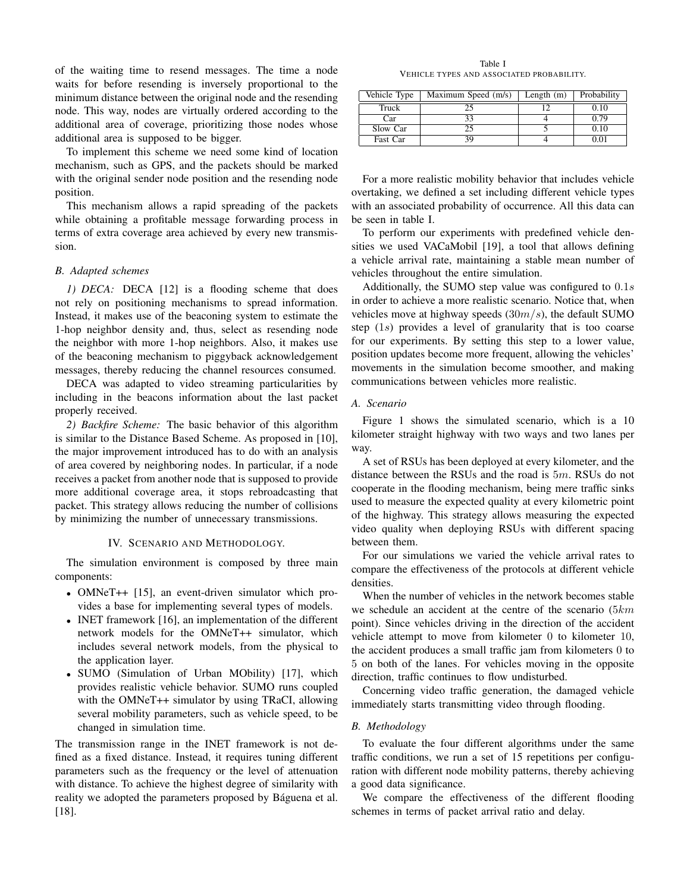of the waiting time to resend messages. The time a node waits for before resending is inversely proportional to the minimum distance between the original node and the resending node. This way, nodes are virtually ordered according to the additional area of coverage, prioritizing those nodes whose additional area is supposed to be bigger.

To implement this scheme we need some kind of location mechanism, such as GPS, and the packets should be marked with the original sender node position and the resending node position.

This mechanism allows a rapid spreading of the packets while obtaining a profitable message forwarding process in terms of extra coverage area achieved by every new transmission.

### B. Adapted schemes

*1) DECA:* DECA [12] is a flooding scheme that does not rely on positioning mechanisms to spread information. Instead, it makes use of the beaconing system to estimate the 1-hop neighbor density and, thus, select as resending node the neighbor with more 1-hop neighbors. Also, it makes use of the beaconing mechanism to piggyback acknowledgement messages, thereby reducing the channel resources consumed.

DECA was adapted to video streaming particularities by including in the beacons information about the last packet properly received.

*2) Backfire Scheme:* The basic behavior of this algorithm is similar to the Distance Based Scheme. As proposed in [10], the major improvement introduced has to do with an analysis of area covered by neighboring nodes. In particular, if a node receives a packet from another node that is supposed to provide more additional coverage area, it stops rebroadcasting that packet. This strategy allows reducing the number of collisions by minimizing the number of unnecessary transmissions.

## IV. Scenario and Methodology.

The simulation environment is composed by three main components:

- OMNeT++ [15], an event-driven simulator which provides a base for implementing several types of models.
- INET framework [16], an implementation of the different network models for the OMNeT++ simulator, which includes several network models, from the physical to the application layer.
- SUMO (Simulation of Urban MObility) [17], which provides realistic vehicle behavior. SUMO runs coupled with the OMNeT++ simulator by using TRaCI, allowing several mobility parameters, such as vehicle speed, to be changed in simulation time.

The transmission range in the INET framework is not defined as a fixed distance. Instead, it requires tuning different parameters such as the frequency or the level of attenuation with distance. To achieve the highest degree of similarity with reality we adopted the parameters proposed by Báguena et al. [18].

Table I
Vehicle types and associated probability.

| Vehicle Type | Maximum Speed (m/s) | Length (m) | Probability |
|---|---|---|---|
| Truck | 25 | 12 | 0.10 |
| Car | 33 | 4 | 0.79 |
| Slow Car | 25 | 5 | 0.10 |
| Fast Car | 39 | 4 | 0.01 |

For a more realistic mobility behavior that includes vehicle overtaking, we defined a set including different vehicle types with an associated probability of occurrence. All this data can be seen in table I.

To perform our experiments with predefined vehicle densities we used VACaMobil [19], a tool that allows defining a vehicle arrival rate, maintaining a stable mean number of vehicles throughout the entire simulation.

Additionally, the SUMO step value was configured to $0.1s$ in order to achieve a more realistic scenario. Notice that, when vehicles move at highway speeds ($30m/s$), the default SUMO step ($1s$) provides a level of granularity that is too coarse for our experiments. By setting this step to a lower value, position updates become more frequent, allowing the vehicles' movements in the simulation become smoother, and making communications between vehicles more realistic.

### A. Scenario

Figure 1 shows the simulated scenario, which is a 10 kilometer straight highway with two ways and two lanes per way.

A set of RSUs has been deployed at every kilometer, and the distance between the RSUs and the road is $5m$. RSUs do not cooperate in the flooding mechanism, being mere traffic sinks used to measure the expected quality at every kilometric point of the highway. This strategy allows measuring the expected video quality when deploying RSUs with different spacing between them.

For our simulations we varied the vehicle arrival rates to compare the effectiveness of the protocols at different vehicle densities.

When the number of vehicles in the network becomes stable we schedule an accident at the centre of the scenario ($5km$ point). Since vehicles driving in the direction of the accident vehicle attempt to move from kilometer $0$ to kilometer $10$, the accident produces a small traffic jam from kilometers $0$ to $5$ on both of the lanes. For vehicles moving in the opposite direction, traffic continues to flow undisturbed.

Concerning video traffic generation, the damaged vehicle immediately starts transmitting video through flooding.

### B. Methodology

To evaluate the four different algorithms under the same traffic conditions, we run a set of 15 repetitions per configuration with different node mobility patterns, thereby achieving a good data significance.

We compare the effectiveness of the different flooding schemes in terms of packet arrival ratio and delay.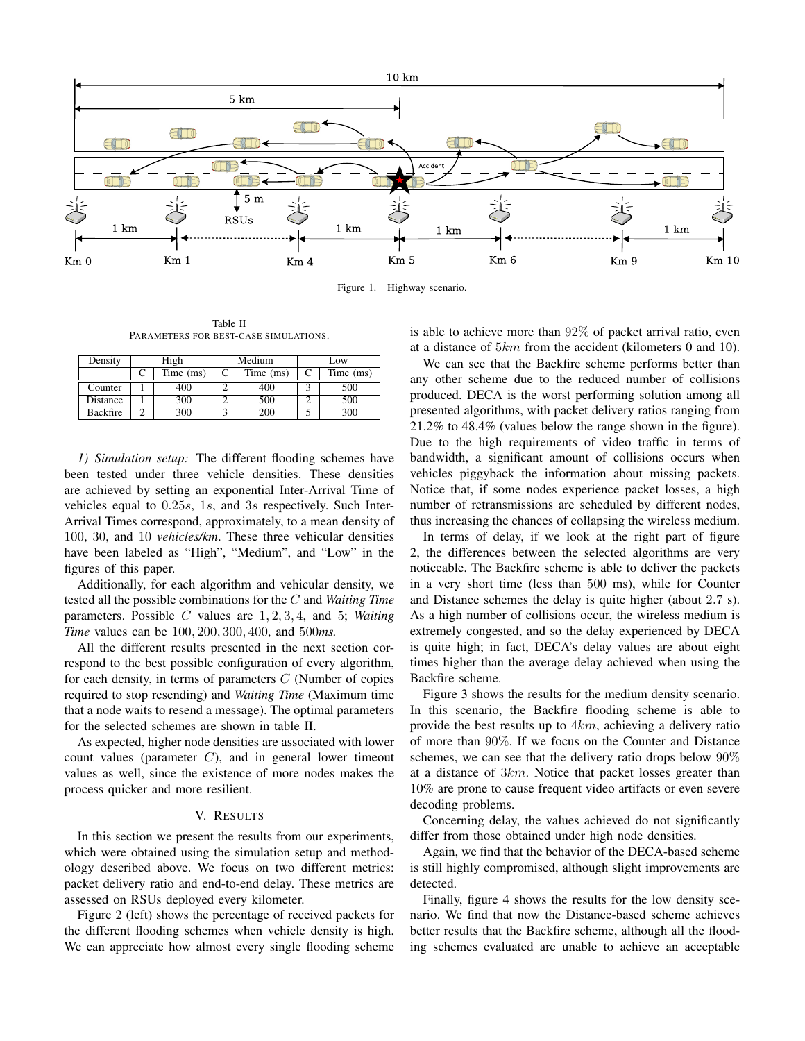Figure 1. Highway scenario.

Table II
PARAMETERS FOR BEST-CASE SIMULATIONS.

| Density | High | | Medium | | Low | |
|---|---|---|---|---|---|---|
| | C | Time (ms) | C | Time (ms) | C | Time (ms) |
| Counter | 1 | 400 | 2 | 400 | 3 | 500 |
| Distance | 1 | 300 | 2 | 500 | 2 | 500 |
| Backfire | 2 | 300 | 3 | 200 | 5 | 300 |

*1) Simulation setup:* The different flooding schemes have been tested under three vehicle densities. These densities are achieved by setting an exponential Inter-Arrival Time of vehicles equal to $0.25s$, $1s$, and $3s$ respectively. Such Inter-Arrival Times correspond, approximately, to a mean density of 100, 30, and 10 *vehicles/km*. These three vehicular densities have been labeled as "High", "Medium", and "Low" in the figures of this paper.

Additionally, for each algorithm and vehicular density, we tested all the possible combinations for the $C$ and *Waiting Time* parameters. Possible $C$ values are $1, 2, 3, 4$, and 5; *Waiting Time* values can be $100, 200, 300, 400$, and $500$*ms*.

All the different results presented in the next section correspond to the best possible configuration of every algorithm, for each density, in terms of parameters $C$ (Number of copies required to stop resending) and *Waiting Time* (Maximum time that a node waits to resend a message). The optimal parameters for the selected schemes are shown in table II.

As expected, higher node densities are associated with lower count values (parameter $C$), and in general lower timeout values as well, since the existence of more nodes makes the process quicker and more resilient.

## V. RESULTS

In this section we present the results from our experiments, which were obtained using the simulation setup and methodology described above. We focus on two different metrics: packet delivery ratio and end-to-end delay. These metrics are assessed on RSUs deployed every kilometer.

Figure 2 (left) shows the percentage of received packets for the different flooding schemes when vehicle density is high. We can appreciate how almost every single flooding scheme is able to achieve more than $92\%$ of packet arrival ratio, even at a distance of $5km$ from the accident (kilometers 0 and 10).

We can see that the Backfire scheme performs better than any other scheme due to the reduced number of collisions produced. DECA is the worst performing solution among all presented algorithms, with packet delivery ratios ranging from $21.2\%$ to $48.4\%$ (values below the range shown in the figure). Due to the high requirements of video traffic in terms of bandwidth, a significant amount of collisions occurs when vehicles piggyback the information about missing packets. Notice that, if some nodes experience packet losses, a high number of retransmissions are scheduled by different nodes, thus increasing the chances of collapsing the wireless medium.

In terms of delay, if we look at the right part of figure 2, the differences between the selected algorithms are very noticeable. The Backfire scheme is able to deliver the packets in a very short time (less than 500 ms), while for Counter and Distance schemes the delay is quite higher (about 2.7 s). As a high number of collisions occur, the wireless medium is extremely congested, and so the delay experienced by DECA is quite high; in fact, DECA's delay values are about eight times higher than the average delay achieved when using the Backfire scheme.

Figure 3 shows the results for the medium density scenario. In this scenario, the Backfire flooding scheme is able to provide the best results up to $4km$, achieving a delivery ratio of more than $90\%$. If we focus on the Counter and Distance schemes, we can see that the delivery ratio drops below $90\%$ at a distance of $3km$. Notice that packet losses greater than $10\%$ are prone to cause frequent video artifacts or even severe decoding problems.

Concerning delay, the values achieved do not significantly differ from those obtained under high node densities.

Again, we find that the behavior of the DECA-based scheme is still highly compromised, although slight improvements are detected.

Finally, figure 4 shows the results for the low density scenario. We find that now the Distance-based scheme achieves better results that the Backfire scheme, although all the flooding schemes evaluated are unable to achieve an acceptable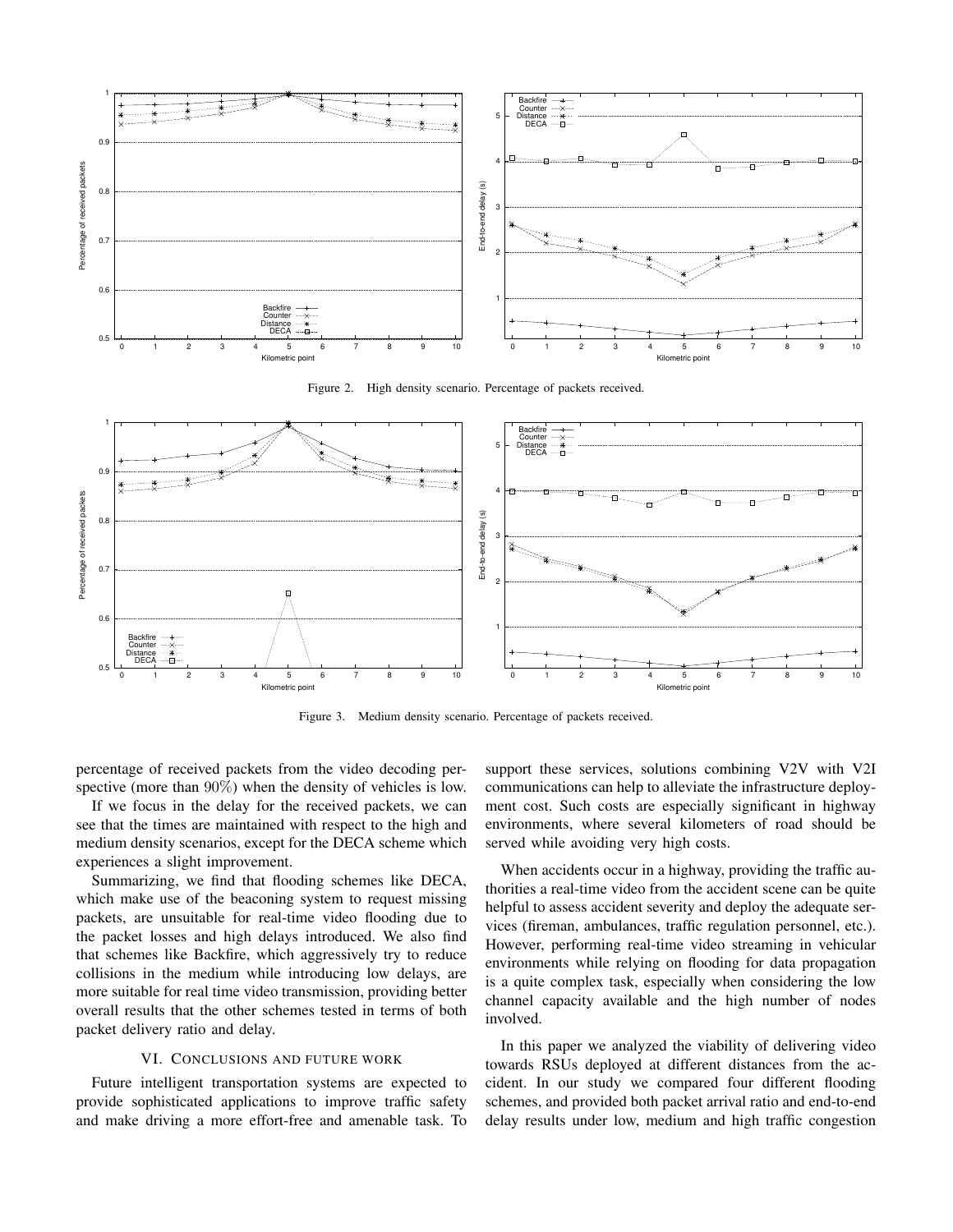Figure 2. High density scenario. Percentage of packets received.

Figure 3. Medium density scenario. Percentage of packets received.

percentage of received packets from the video decoding perspective (more than 90%) when the density of vehicles is low.

If we focus in the delay for the received packets, we can see that the times are maintained with respect to the high and medium density scenarios, except for the DECA scheme which experiences a slight improvement.

Summarizing, we find that flooding schemes like DECA, which make use of the beaconing system to request missing packets, are unsuitable for real-time video flooding due to the packet losses and high delays introduced. We also find that schemes like Backfire, which aggressively try to reduce collisions in the medium while introducing low delays, are more suitable for real time video transmission, providing better overall results that the other schemes tested in terms of both packet delivery ratio and delay.

## VI. Conclusions and future work

Future intelligent transportation systems are expected to provide sophisticated applications to improve traffic safety and make driving a more effort-free and amenable task. To support these services, solutions combining V2V with V2I communications can help to alleviate the infrastructure deployment cost. Such costs are especially significant in highway environments, where several kilometers of road should be served while avoiding very high costs.

When accidents occur in a highway, providing the traffic authorities a real-time video from the accident scene can be quite helpful to assess accident severity and deploy the adequate services (fireman, ambulances, traffic regulation personnel, etc.). However, performing real-time video streaming in vehicular environments while relying on flooding for data propagation is a quite complex task, especially when considering the low channel capacity available and the high number of nodes involved.

In this paper we analyzed the viability of delivering video towards RSUs deployed at different distances from the accident. In our study we compared four different flooding schemes, and provided both packet arrival ratio and end-to-end delay results under low, medium and high traffic congestion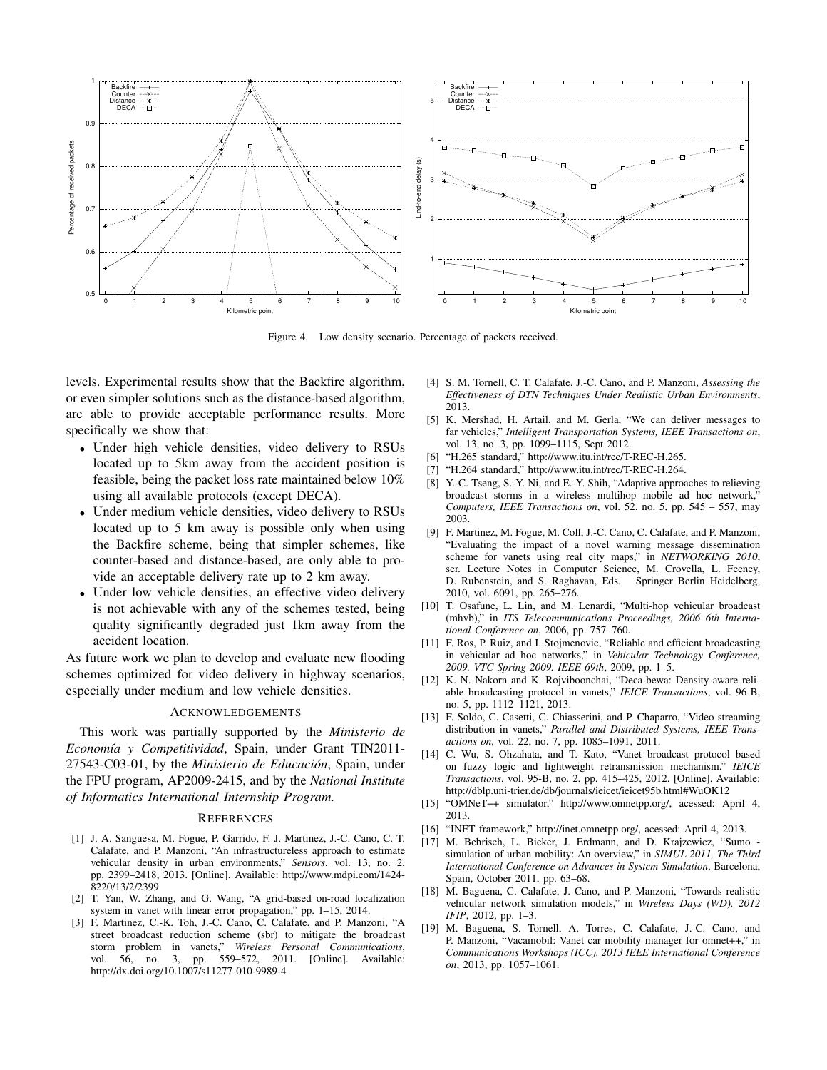Backfire
Counter
Distance
DECA

Percentage of received packets

1
0.9
0.8
0.7
0.6
0.5

0 1 2 3 4 5 6 7 8 9 10

Kilometric point

Backfire
Counter
Distance
DECA

End-to-end delay (s)

5
4
3
2
1

0 1 2 3 4 5 6 7 8 9 10

Kilometric point

Figure 4. Low density scenario. Percentage of packets received.

levels. Experimental results show that the Backfire algorithm, or even simpler solutions such as the distance-based algorithm, are able to provide acceptable performance results. More specifically we show that:

- Under high vehicle densities, video delivery to RSUs located up to 5km away from the accident position is feasible, being the packet loss rate maintained below 10% using all available protocols (except DECA).
- Under medium vehicle densities, video delivery to RSUs located up to 5 km away is possible only when using the Backfire scheme, being that simpler schemes, like counter-based and distance-based, are only able to provide an acceptable delivery rate up to 2 km away.
- Under low vehicle densities, an effective video delivery is not achievable with any of the schemes tested, being quality significantly degraded just 1km away from the accident location.

As future work we plan to develop and evaluate new flooding schemes optimized for video delivery in highway scenarios, especially under medium and low vehicle densities.

## Acknowledgements

This work was partially supported by the *Ministerio de Economía y Competitividad*, Spain, under Grant TIN2011-27543-C03-01, by the *Ministerio de Educación*, Spain, under the FPU program, AP2009-2415, and by the *National Institute of Informatics International Internship Program.*

## References

[1] J. A. Sanguesa, M. Fogue, P. Garrido, F. J. Martinez, J.-C. Cano, C. T. Calafate, and P. Manzoni, "An infrastructureless approach to estimate vehicular density in urban environments," *Sensors*, vol. 13, no. 2, pp. 2399–2418, 2013. [Online]. Available: http://www.mdpi.com/1424-8220/13/2/2399

[2] T. Yan, W. Zhang, and G. Wang, "A grid-based on-road localization system in vanet with linear error propagation," pp. 1–15, 2014.

[3] F. Martinez, C.-K. Toh, J.-C. Cano, C. Calafate, and P. Manzoni, "A street broadcast reduction scheme (sbr) to mitigate the broadcast storm problem in vanets," *Wireless Personal Communications*, vol. 56, no. 3, pp. 559–572, 2011. [Online]. Available: http://dx.doi.org/10.1007/s11277-010-9989-4

[4] S. M. Tornell, C. T. Calafate, J.-C. Cano, and P. Manzoni, *Assessing the Effectiveness of DTN Techniques Under Realistic Urban Environments*, 2013.

[5] K. Mershad, H. Artail, and M. Gerla, "We can deliver messages to far vehicles," *Intelligent Transportation Systems, IEEE Transactions on*, vol. 13, no. 3, pp. 1099–1115, Sept 2012.

[6] "H.265 standard," http://www.itu.int/rec/T-REC-H.265.

[7] "H.264 standard," http://www.itu.int/rec/T-REC-H.264.

[8] Y.-C. Tseng, S.-Y. Ni, and E.-Y. Shih, "Adaptive approaches to relieving broadcast storms in a wireless multihop mobile ad hoc network," *Computers, IEEE Transactions on*, vol. 52, no. 5, pp. 545 – 557, may 2003.

[9] F. Martinez, M. Fogue, M. Coll, J.-C. Cano, C. Calafate, and P. Manzoni, "Evaluating the impact of a novel warning message dissemination scheme for vanets using real city maps," in *NETWORKING 2010*, ser. Lecture Notes in Computer Science, M. Crovella, L. Feeney, D. Rubenstein, and S. Raghavan, Eds. Springer Berlin Heidelberg, 2010, vol. 6091, pp. 265–276.

[10] T. Osafune, L. Lin, and M. Lenardi, "Multi-hop vehicular broadcast (mhvb)," in *ITS Telecommunications Proceedings, 2006 6th International Conference on*, 2006, pp. 757–760.

[11] F. Ros, P. Ruiz, and I. Stojmenovic, "Reliable and efficient broadcasting in vehicular ad hoc networks," in *Vehicular Technology Conference, 2009. VTC Spring 2009. IEEE 69th*, 2009, pp. 1–5.

[12] K. N. Nakorn and K. Rojviboonchai, "Deca-bewa: Density-aware reliable broadcasting protocol in vanets," *IEICE Transactions*, vol. 96-B, no. 5, pp. 1112–1121, 2013.

[13] F. Soldo, C. Casetti, C. Chiasserini, and P. Chaparro, "Video streaming distribution in vanets," *Parallel and Distributed Systems, IEEE Transactions on*, vol. 22, no. 7, pp. 1085–1091, 2011.

[14] C. Wu, S. Ohzahata, and T. Kato, "Vanet broadcast protocol based on fuzzy logic and lightweight retransmission mechanism." *IEICE Transactions*, vol. 95-B, no. 2, pp. 415–425, 2012. [Online]. Available: http://dblp.uni-trier.de/db/journals/ieicet/ieicet95b.html#WuOK12

[15] "OMNeT++ simulator," http://www.omnetpp.org/, acessed: April 4, 2013.

[16] "INET framework," http://inet.omnetpp.org/, acessed: April 4, 2013.

[17] M. Behrisch, L. Bieker, J. Erdmann, and D. Krajzewicz, "Sumo - simulation of urban mobility: An overview," in *SIMUL 2011, The Third International Conference on Advances in System Simulation*, Barcelona, Spain, October 2011, pp. 63–68.

[18] M. Baguena, C. Calafate, J. Cano, and P. Manzoni, "Towards realistic vehicular network simulation models," in *Wireless Days (WD), 2012 IFIP*, 2012, pp. 1–3.

[19] M. Baguena, S. Tornell, A. Torres, C. Calafate, J.-C. Cano, and P. Manzoni, "Vacamobil: Vanet car mobility manager for omnet++," in *Communications Workshops (ICC), 2013 IEEE International Conference on*, 2013, pp. 1057–1061.